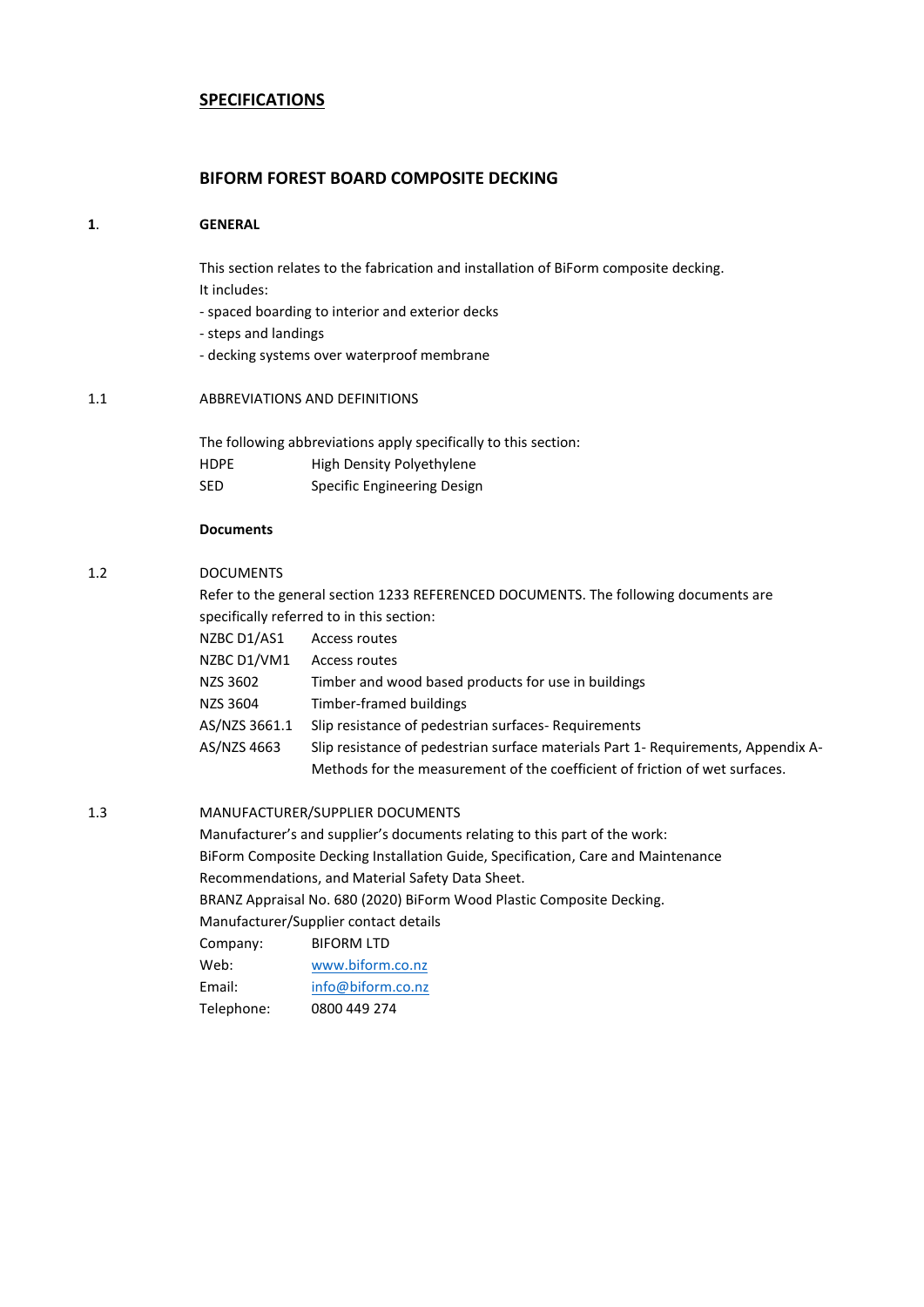# SPECIFICATIONS

## BIFORM FOREST BOARD COMPOSITE DECKING

### 1. GENERAL

This section relates to the fabrication and installation of BiForm composite decking.
It includes:

- spaced boarding to interior and exterior decks
- steps and landings
- decking systems over waterproof membrane

### 1.1 ABBREVIATIONS AND DEFINITIONS

The following abbreviations apply specifically to this section:

| | |
|---|---|
| HDPE | High Density Polyethylene |
| SED | Specific Engineering Design |

**Documents**

### 1.2 DOCUMENTS

Refer to the general section 1233 REFERENCED DOCUMENTS. The following documents are specifically referred to in this section:

| | |
|---|---|
| NZBC D1/AS1 | Access routes |
| NZBC D1/VM1 | Access routes |
| NZS 3602 | Timber and wood based products for use in buildings |
| NZS 3604 | Timber-framed buildings |
| AS/NZS 3661.1 | Slip resistance of pedestrian surfaces- Requirements |
| AS/NZS 4663 | Slip resistance of pedestrian surface materials Part 1- Requirements, Appendix A- Methods for the measurement of the coefficient of friction of wet surfaces. |

### 1.3 MANUFACTURER/SUPPLIER DOCUMENTS

Manufacturer's and supplier's documents relating to this part of the work:
BiForm Composite Decking Installation Guide, Specification, Care and Maintenance Recommendations, and Material Safety Data Sheet.
BRANZ Appraisal No. 680 (2020) BiForm Wood Plastic Composite Decking.
Manufacturer/Supplier contact details

| | |
|---|---|
| Company: | BIFORM LTD |
| Web: | www.biform.co.nz |
| Email: | info@biform.co.nz |
| Telephone: | 0800 449 274 |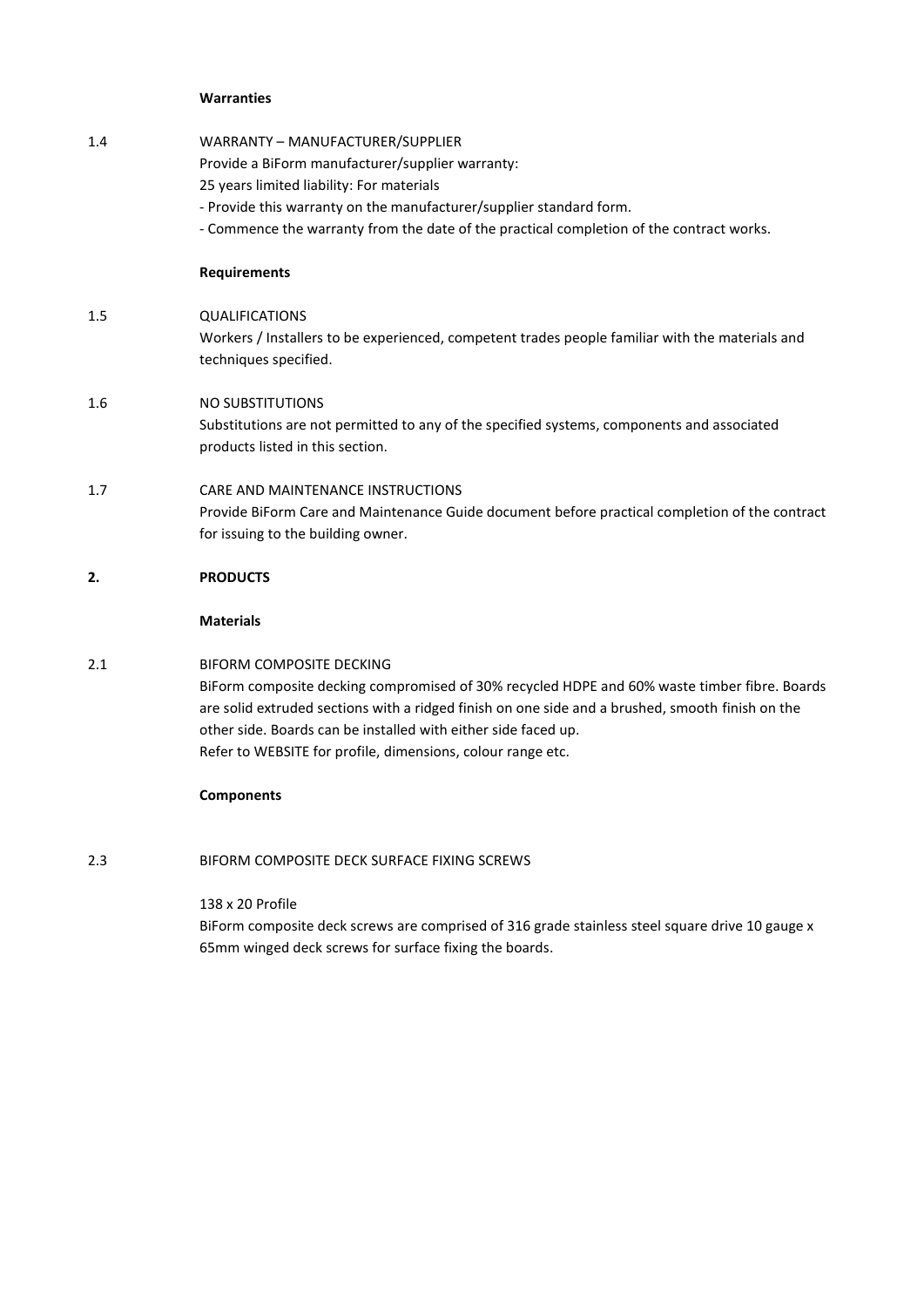**Warranties**

1.4 WARRANTY – MANUFACTURER/SUPPLIER

Provide a BiForm manufacturer/supplier warranty:

25 years limited liability: For materials

- Provide this warranty on the manufacturer/supplier standard form.
- Commence the warranty from the date of the practical completion of the contract works.

**Requirements**

1.5 QUALIFICATIONS

Workers / Installers to be experienced, competent trades people familiar with the materials and techniques specified.

1.6 NO SUBSTITUTIONS

Substitutions are not permitted to any of the specified systems, components and associated products listed in this section.

1.7 CARE AND MAINTENANCE INSTRUCTIONS

Provide BiForm Care and Maintenance Guide document before practical completion of the contract for issuing to the building owner.

## 2. PRODUCTS

**Materials**

2.1 BIFORM COMPOSITE DECKING

BiForm composite decking compromised of 30% recycled HDPE and 60% waste timber fibre. Boards are solid extruded sections with a ridged finish on one side and a brushed, smooth finish on the other side. Boards can be installed with either side faced up.

Refer to WEBSITE for profile, dimensions, colour range etc.

**Components**

2.3 BIFORM COMPOSITE DECK SURFACE FIXING SCREWS

138 x 20 Profile

BiForm composite deck screws are comprised of 316 grade stainless steel square drive 10 gauge x 65mm winged deck screws for surface fixing the boards.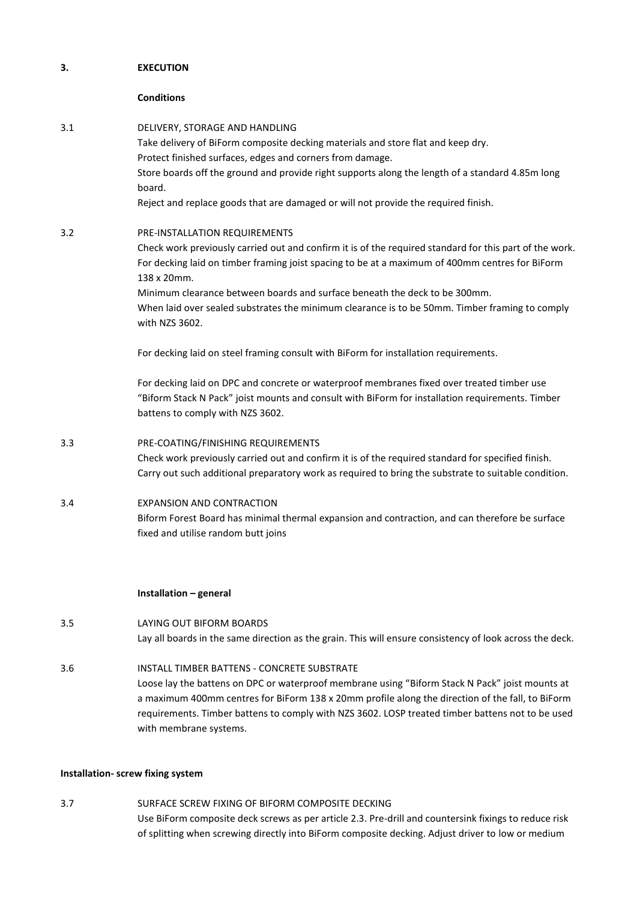## 3. EXECUTION

### Conditions

**3.1 DELIVERY, STORAGE AND HANDLING**

Take delivery of BiForm composite decking materials and store flat and keep dry.
Protect finished surfaces, edges and corners from damage.
Store boards off the ground and provide right supports along the length of a standard 4.85m long board.
Reject and replace goods that are damaged or will not provide the required finish.

**3.2 PRE-INSTALLATION REQUIREMENTS**

Check work previously carried out and confirm it is of the required standard for this part of the work.
For decking laid on timber framing joist spacing to be at a maximum of 400mm centres for BiForm 138 x 20mm.
Minimum clearance between boards and surface beneath the deck to be 300mm.
When laid over sealed substrates the minimum clearance is to be 50mm. Timber framing to comply with NZS 3602.

For decking laid on steel framing consult with BiForm for installation requirements.

For decking laid on DPC and concrete or waterproof membranes fixed over treated timber use "Biform Stack N Pack" joist mounts and consult with BiForm for installation requirements. Timber battens to comply with NZS 3602.

**3.3 PRE-COATING/FINISHING REQUIREMENTS**

Check work previously carried out and confirm it is of the required standard for specified finish.
Carry out such additional preparatory work as required to bring the substrate to suitable condition.

**3.4 EXPANSION AND CONTRACTION**

Biform Forest Board has minimal thermal expansion and contraction, and can therefore be surface fixed and utilise random butt joins

### Installation – general

**3.5 LAYING OUT BIFORM BOARDS**

Lay all boards in the same direction as the grain. This will ensure consistency of look across the deck.

**3.6 INSTALL TIMBER BATTENS - CONCRETE SUBSTRATE**

Loose lay the battens on DPC or waterproof membrane using "Biform Stack N Pack" joist mounts at a maximum 400mm centres for BiForm 138 x 20mm profile along the direction of the fall, to BiForm requirements. Timber battens to comply with NZS 3602. LOSP treated timber battens not to be used with membrane systems.

### Installation- screw fixing system

**3.7 SURFACE SCREW FIXING OF BIFORM COMPOSITE DECKING**

Use BiForm composite deck screws as per article 2.3. Pre-drill and countersink fixings to reduce risk of splitting when screwing directly into BiForm composite decking. Adjust driver to low or medium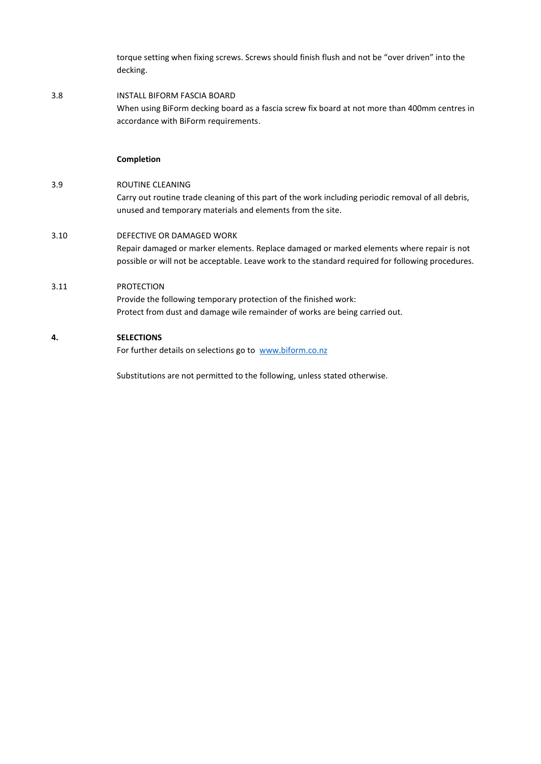torque setting when fixing screws. Screws should finish flush and not be "over driven" into the decking.

3.8 INSTALL BIFORM FASCIA BOARD

When using BiForm decking board as a fascia screw fix board at not more than 400mm centres in accordance with BiForm requirements.

**Completion**

3.9 ROUTINE CLEANING

Carry out routine trade cleaning of this part of the work including periodic removal of all debris, unused and temporary materials and elements from the site.

3.10 DEFECTIVE OR DAMAGED WORK

Repair damaged or marker elements. Replace damaged or marked elements where repair is not possible or will not be acceptable. Leave work to the standard required for following procedures.

3.11 PROTECTION

Provide the following temporary protection of the finished work:

Protect from dust and damage wile remainder of works are being carried out.

## 4. SELECTIONS

For further details on selections go to [www.biform.co.nz](http://www.biform.co.nz)

Substitutions are not permitted to the following, unless stated otherwise.